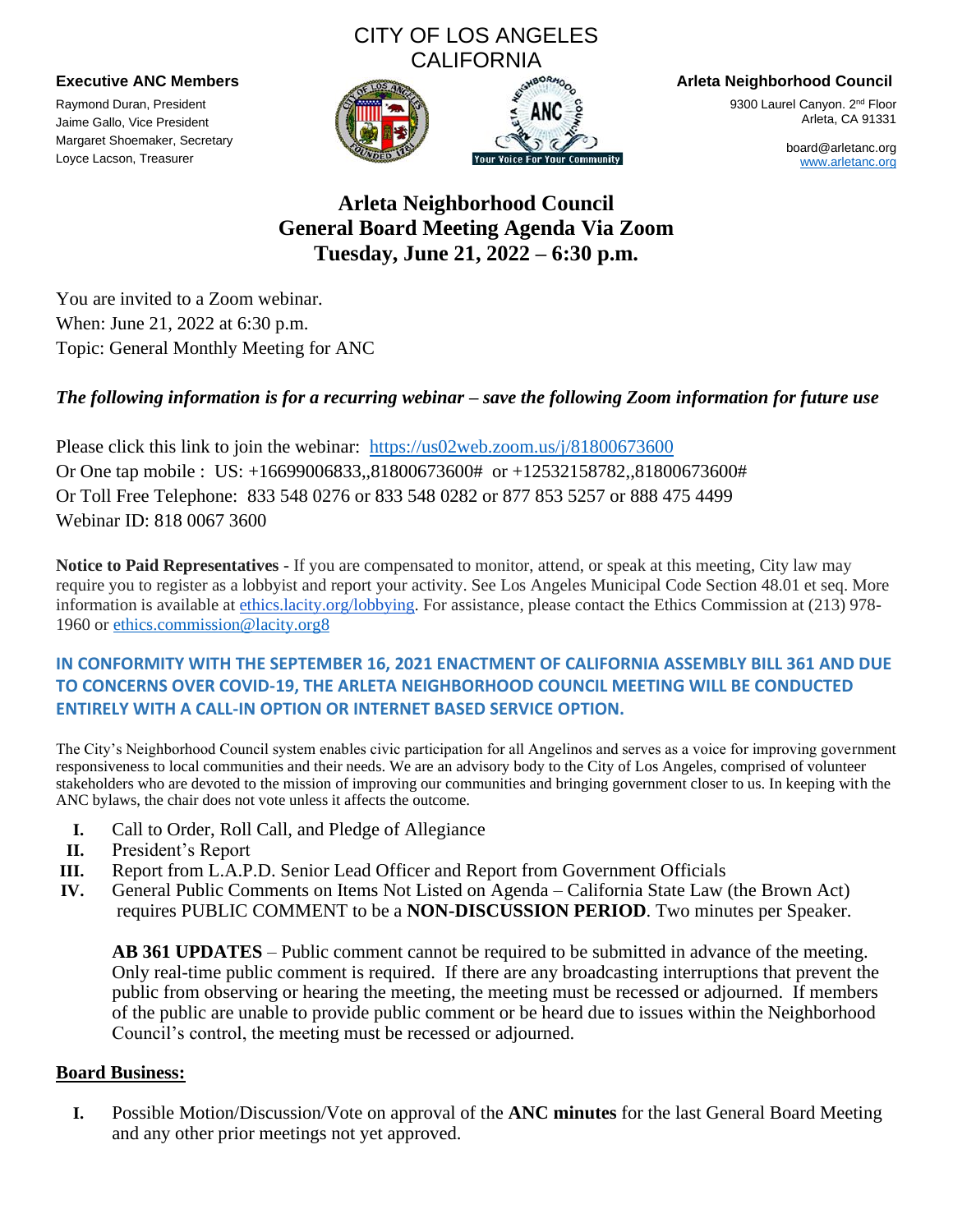CITY OF LOS ANGELES
CALIFORNIA

**Executive ANC Members**

Raymond Duran, President
Jaime Gallo, Vice President
Margaret Shoemaker, Secretary
Loyce Lacson, Treasurer

**Arleta Neighborhood Council**

9300 Laurel Canyon. 2nd Floor
Arleta, CA 91331

board@arletanc.org
www.arletanc.org

# Arleta Neighborhood Council
## General Board Meeting Agenda Via Zoom
## Tuesday, June 21, 2022 – 6:30 p.m.

You are invited to a Zoom webinar.
When: June 21, 2022 at 6:30 p.m.
Topic: General Monthly Meeting for ANC

***The following information is for a recurring webinar – save the following Zoom information for future use***

Please click this link to join the webinar: https://us02web.zoom.us/j/81800673600
Or One tap mobile : US: +16699006833,,81800673600# or +12532158782,,81800673600#
Or Toll Free Telephone: 833 548 0276 or 833 548 0282 or 877 853 5257 or 888 475 4499
Webinar ID: 818 0067 3600

**Notice to Paid Representatives** - If you are compensated to monitor, attend, or speak at this meeting, City law may require you to register as a lobbyist and report your activity. See Los Angeles Municipal Code Section 48.01 et seq. More information is available at ethics.lacity.org/lobbying. For assistance, please contact the Ethics Commission at (213) 978-1960 or ethics.commission@lacity.org8

**IN CONFORMITY WITH THE SEPTEMBER 16, 2021 ENACTMENT OF CALIFORNIA ASSEMBLY BILL 361 AND DUE TO CONCERNS OVER COVID-19, THE ARLETA NEIGHBORHOOD COUNCIL MEETING WILL BE CONDUCTED ENTIRELY WITH A CALL-IN OPTION OR INTERNET BASED SERVICE OPTION.**

The City's Neighborhood Council system enables civic participation for all Angelinos and serves as a voice for improving government responsiveness to local communities and their needs. We are an advisory body to the City of Los Angeles, comprised of volunteer stakeholders who are devoted to the mission of improving our communities and bringing government closer to us. In keeping with the ANC bylaws, the chair does not vote unless it affects the outcome.

I. Call to Order, Roll Call, and Pledge of Allegiance
II. President's Report
III. Report from L.A.P.D. Senior Lead Officer and Report from Government Officials
IV. General Public Comments on Items Not Listed on Agenda – California State Law (the Brown Act) requires PUBLIC COMMENT to be a **NON-DISCUSSION PERIOD**. Two minutes per Speaker.

    **AB 361 UPDATES** – Public comment cannot be required to be submitted in advance of the meeting. Only real-time public comment is required. If there are any broadcasting interruptions that prevent the public from observing or hearing the meeting, the meeting must be recessed or adjourned. If members of the public are unable to provide public comment or be heard due to issues within the Neighborhood Council's control, the meeting must be recessed or adjourned.

## Board Business:

I. Possible Motion/Discussion/Vote on approval of the **ANC minutes** for the last General Board Meeting and any other prior meetings not yet approved.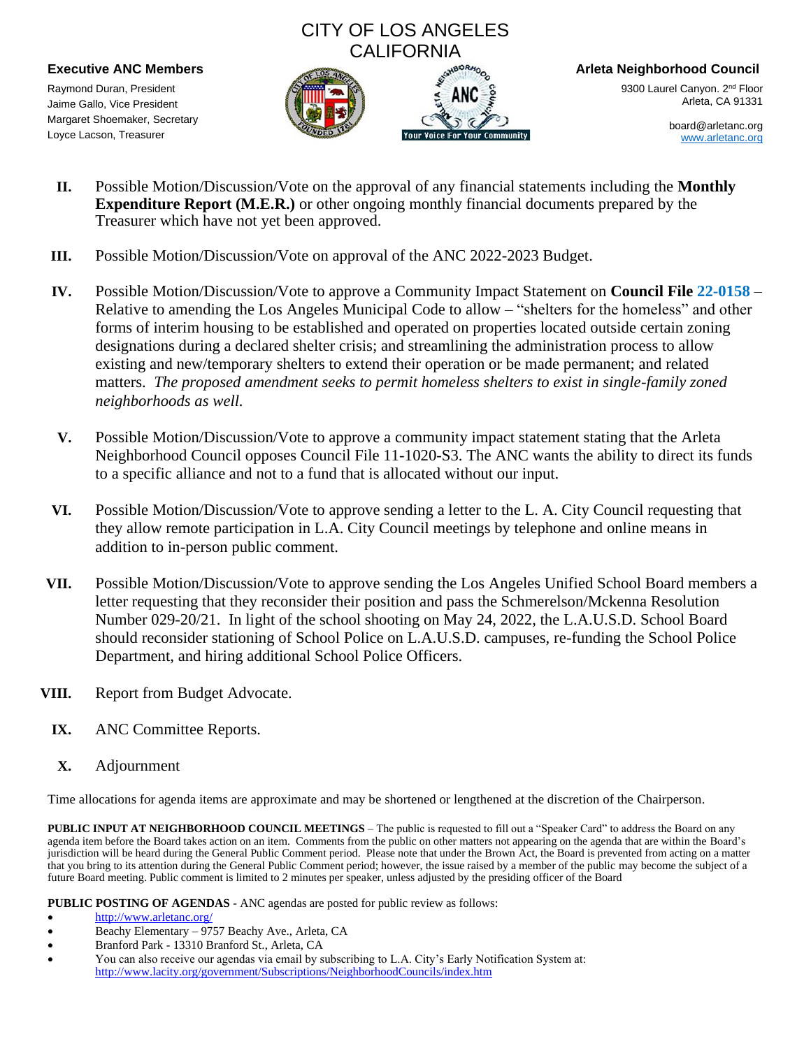CITY OF LOS ANGELES
CALIFORNIA

**Executive ANC Members**

Raymond Duran, President
Jaime Gallo, Vice President
Margaret Shoemaker, Secretary
Loyce Lacson, Treasurer

**Arleta Neighborhood Council**

9300 Laurel Canyon. 2nd Floor
Arleta, CA 91331

board@arletanc.org
www.arletanc.org

**II.** Possible Motion/Discussion/Vote on the approval of any financial statements including the **Monthly Expenditure Report (M.E.R.)** or other ongoing monthly financial documents prepared by the Treasurer which have not yet been approved.

**III.** Possible Motion/Discussion/Vote on approval of the ANC 2022-2023 Budget.

**IV.** Possible Motion/Discussion/Vote to approve a Community Impact Statement on **Council File 22-0158** – Relative to amending the Los Angeles Municipal Code to allow – "shelters for the homeless" and other forms of interim housing to be established and operated on properties located outside certain zoning designations during a declared shelter crisis; and streamlining the administration process to allow existing and new/temporary shelters to extend their operation or be made permanent; and related matters. *The proposed amendment seeks to permit homeless shelters to exist in single-family zoned neighborhoods as well.*

**V.** Possible Motion/Discussion/Vote to approve a community impact statement stating that the Arleta Neighborhood Council opposes Council File 11-1020-S3. The ANC wants the ability to direct its funds to a specific alliance and not to a fund that is allocated without our input.

**VI.** Possible Motion/Discussion/Vote to approve sending a letter to the L. A. City Council requesting that they allow remote participation in L.A. City Council meetings by telephone and online means in addition to in-person public comment.

**VII.** Possible Motion/Discussion/Vote to approve sending the Los Angeles Unified School Board members a letter requesting that they reconsider their position and pass the Schmerelson/Mckenna Resolution Number 029-20/21. In light of the school shooting on May 24, 2022, the L.A.U.S.D. School Board should reconsider stationing of School Police on L.A.U.S.D. campuses, re-funding the School Police Department, and hiring additional School Police Officers.

**VIII.** Report from Budget Advocate.

**IX.** ANC Committee Reports.

**X.** Adjournment

Time allocations for agenda items are approximate and may be shortened or lengthened at the discretion of the Chairperson.

**PUBLIC INPUT AT NEIGHBORHOOD COUNCIL MEETINGS** – The public is requested to fill out a "Speaker Card" to address the Board on any agenda item before the Board takes action on an item. Comments from the public on other matters not appearing on the agenda that are within the Board's jurisdiction will be heard during the General Public Comment period. Please note that under the Brown Act, the Board is prevented from acting on a matter that you bring to its attention during the General Public Comment period; however, the issue raised by a member of the public may become the subject of a future Board meeting. Public comment is limited to 2 minutes per speaker, unless adjusted by the presiding officer of the Board

**PUBLIC POSTING OF AGENDAS** - ANC agendas are posted for public review as follows:

- http://www.arletanc.org/
- Beachy Elementary – 9757 Beachy Ave., Arleta, CA
- Branford Park - 13310 Branford St., Arleta, CA
- You can also receive our agendas via email by subscribing to L.A. City's Early Notification System at: http://www.lacity.org/government/Subscriptions/NeighborhoodCouncils/index.htm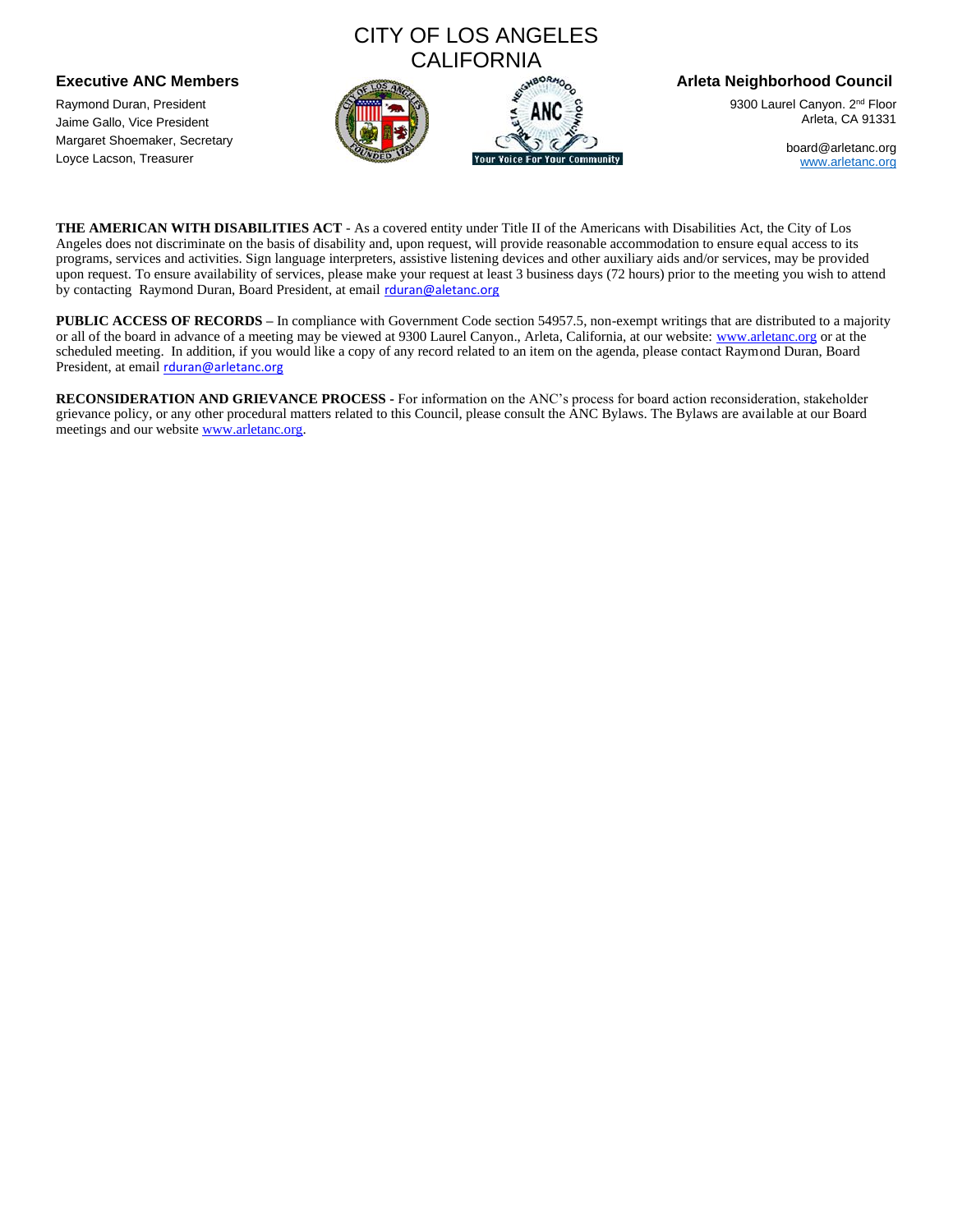CITY OF LOS ANGELES
CALIFORNIA

**Executive ANC Members**

Raymond Duran, President
Jaime Gallo, Vice President
Margaret Shoemaker, Secretary
Loyce Lacson, Treasurer

**Arleta Neighborhood Council**

9300 Laurel Canyon. 2nd Floor
Arleta, CA 91331

board@arletanc.org
www.arletanc.org

**THE AMERICAN WITH DISABILITIES ACT** - As a covered entity under Title II of the Americans with Disabilities Act, the City of Los Angeles does not discriminate on the basis of disability and, upon request, will provide reasonable accommodation to ensure equal access to its programs, services and activities. Sign language interpreters, assistive listening devices and other auxiliary aids and/or services, may be provided upon request. To ensure availability of services, please make your request at least 3 business days (72 hours) prior to the meeting you wish to attend by contacting Raymond Duran, Board President, at email rduran@aletanc.org

**PUBLIC ACCESS OF RECORDS –** In compliance with Government Code section 54957.5, non-exempt writings that are distributed to a majority or all of the board in advance of a meeting may be viewed at 9300 Laurel Canyon., Arleta, California, at our website: www.arletanc.org or at the scheduled meeting. In addition, if you would like a copy of any record related to an item on the agenda, please contact Raymond Duran, Board President, at email rduran@arletanc.org

**RECONSIDERATION AND GRIEVANCE PROCESS -** For information on the ANC's process for board action reconsideration, stakeholder grievance policy, or any other procedural matters related to this Council, please consult the ANC Bylaws. The Bylaws are available at our Board meetings and our website www.arletanc.org.